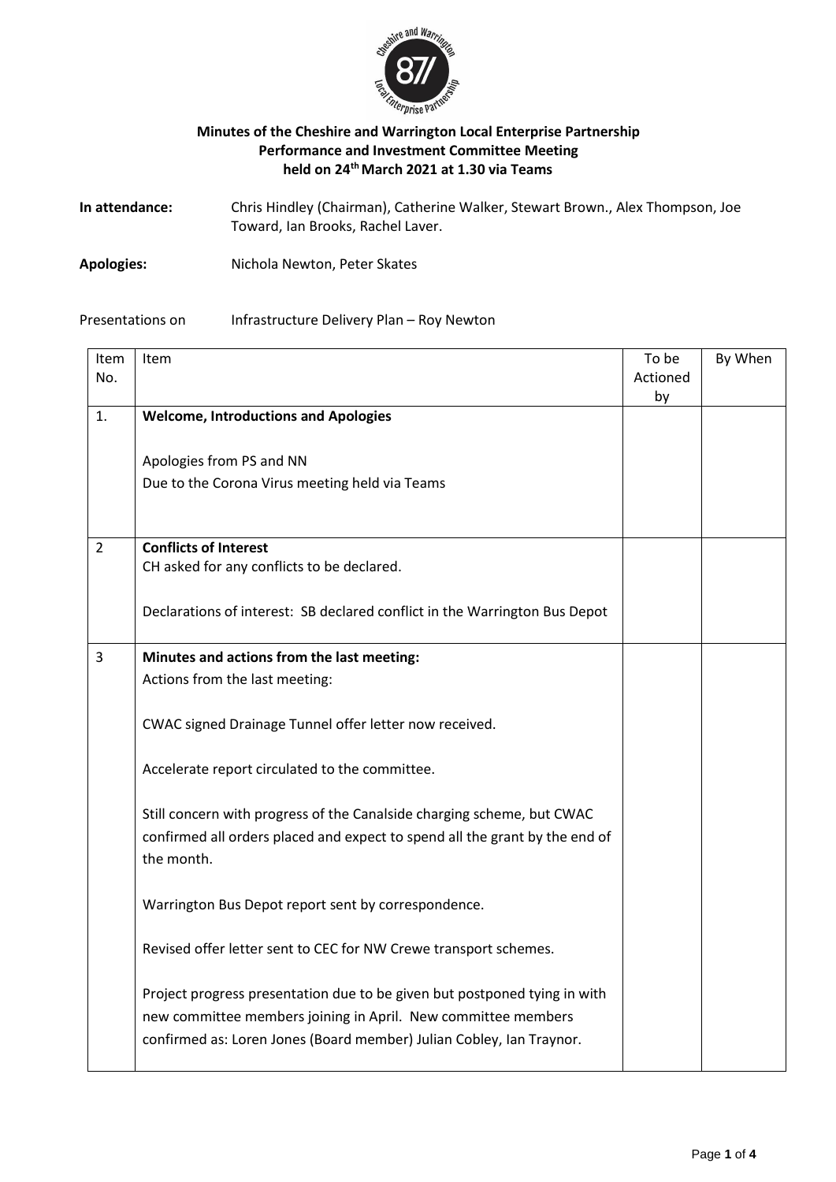**Minutes of the Cheshire and Warrington Local Enterprise Partnership Performance and Investment Committee Meeting held on 24th March 2021 at 1.30 via Teams**

**In attendance:** Chris Hindley (Chairman), Catherine Walker, Stewart Brown., Alex Thompson, Joe Toward, Ian Brooks, Rachel Laver.

**Apologies:** Nichola Newton, Peter Skates

Presentations on Infrastructure Delivery Plan – Roy Newton

| Item No. | Item | To be Actioned by | By When |
|---|---|---|---|
| 1. | **Welcome, Introductions and Apologies**<br><br>Apologies from PS and NN<br>Due to the Corona Virus meeting held via Teams | | |
| 2 | **Conflicts of Interest**<br>CH asked for any conflicts to be declared.<br><br>Declarations of interest: SB declared conflict in the Warrington Bus Depot | | |
| 3 | **Minutes and actions from the last meeting:**<br>Actions from the last meeting:<br><br>CWAC signed Drainage Tunnel offer letter now received.<br><br>Accelerate report circulated to the committee.<br><br>Still concern with progress of the Canalside charging scheme, but CWAC confirmed all orders placed and expect to spend all the grant by the end of the month.<br><br>Warrington Bus Depot report sent by correspondence.<br><br>Revised offer letter sent to CEC for NW Crewe transport schemes.<br><br>Project progress presentation due to be given but postponed tying in with new committee members joining in April. New committee members confirmed as: Loren Jones (Board member) Julian Cobley, Ian Traynor. | | |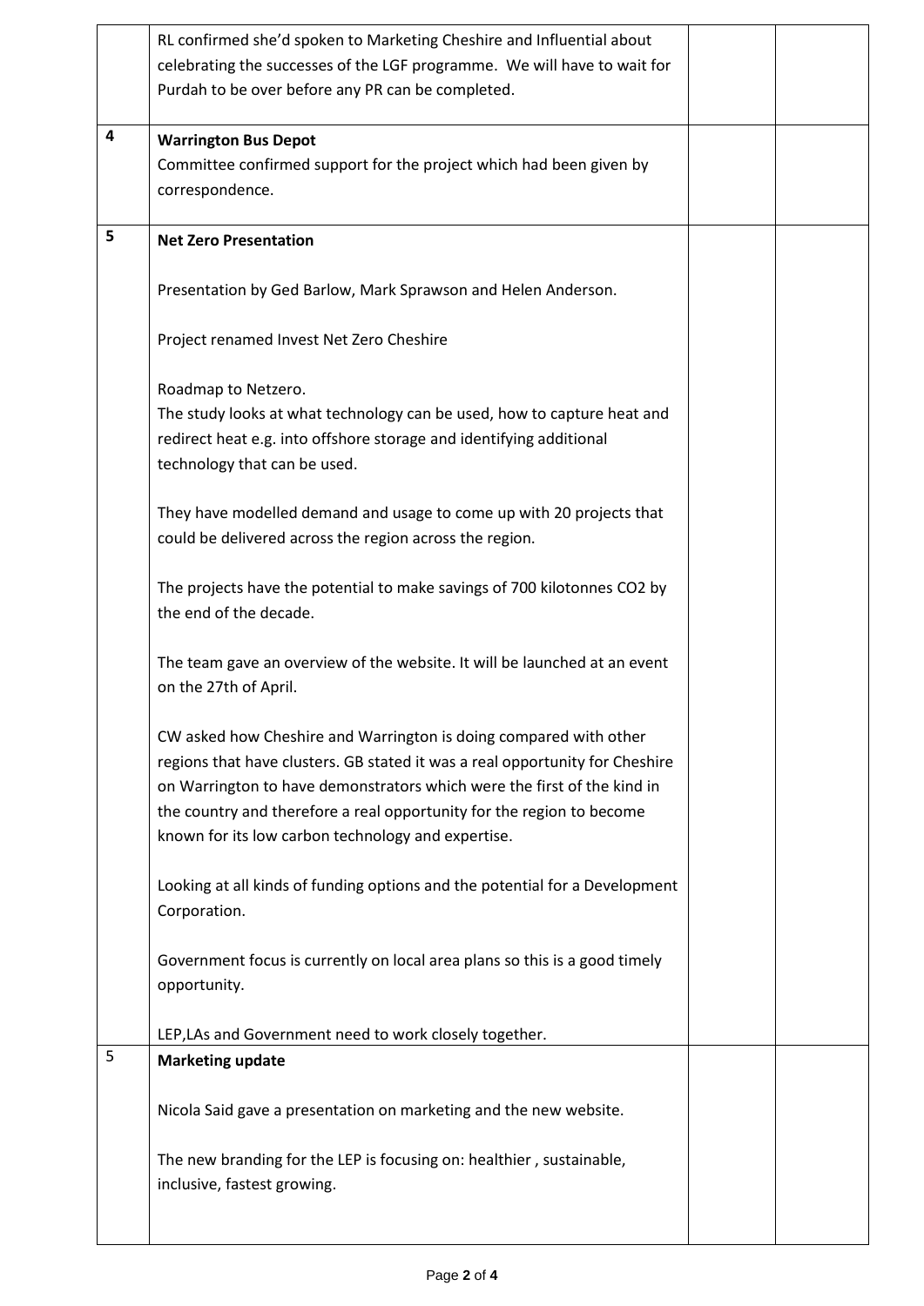| | | | |
|---|---|---|---|
| | RL confirmed she'd spoken to Marketing Cheshire and Influential about celebrating the successes of the LGF programme. We will have to wait for Purdah to be over before any PR can be completed. | | |
| **4** | **Warrington Bus Depot**<br>Committee confirmed support for the project which had been given by correspondence. | | |
| **5** | **Net Zero Presentation**<br><br>Presentation by Ged Barlow, Mark Sprawson and Helen Anderson.<br><br>Project renamed Invest Net Zero Cheshire<br><br>Roadmap to Netzero.<br>The study looks at what technology can be used, how to capture heat and redirect heat e.g. into offshore storage and identifying additional technology that can be used.<br><br>They have modelled demand and usage to come up with 20 projects that could be delivered across the region across the region.<br><br>The projects have the potential to make savings of 700 kilotonnes CO2 by the end of the decade.<br><br>The team gave an overview of the website. It will be launched at an event on the 27th of April.<br><br>CW asked how Cheshire and Warrington is doing compared with other regions that have clusters. GB stated it was a real opportunity for Cheshire on Warrington to have demonstrators which were the first of the kind in the country and therefore a real opportunity for the region to become known for its low carbon technology and expertise.<br><br>Looking at all kinds of funding options and the potential for a Development Corporation.<br><br>Government focus is currently on local area plans so this is a good timely opportunity.<br><br>LEP,LAs and Government need to work closely together. | | |
| 5 | **Marketing update**<br><br>Nicola Said gave a presentation on marketing and the new website.<br><br>The new branding for the LEP is focusing on: healthier , sustainable, inclusive, fastest growing. | | |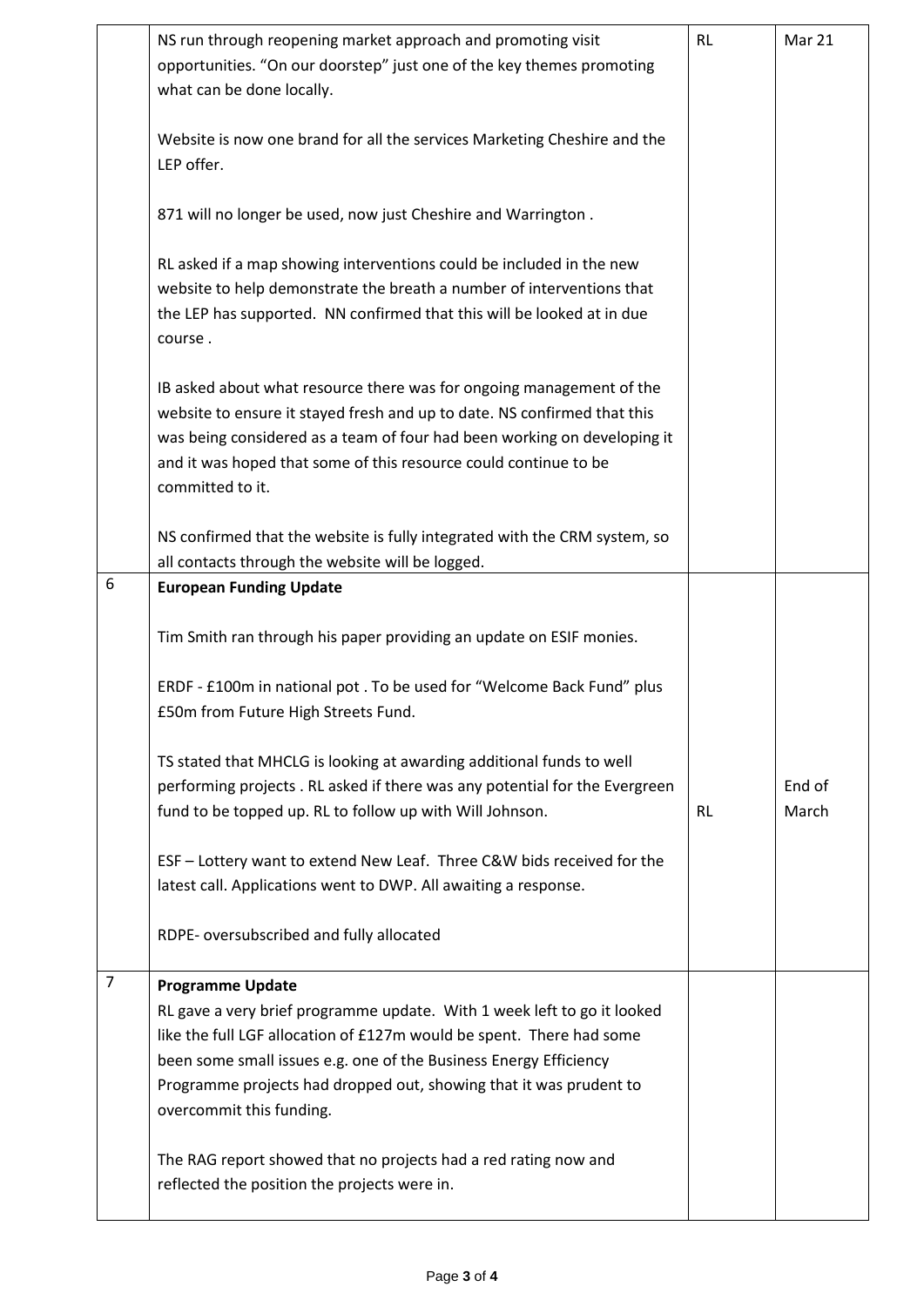|  |  |  |  |
|---|---|---|---|
|  | NS run through reopening market approach and promoting visit opportunities. "On our doorstep" just one of the key themes promoting what can be done locally.<br><br>Website is now one brand for all the services Marketing Cheshire and the LEP offer.<br><br>871 will no longer be used, now just Cheshire and Warrington .<br><br>RL asked if a map showing interventions could be included in the new website to help demonstrate the breath a number of interventions that the LEP has supported. NN confirmed that this will be looked at in due course .<br><br>IB asked about what resource there was for ongoing management of the website to ensure it stayed fresh and up to date. NS confirmed that this was being considered as a team of four had been working on developing it and it was hoped that some of this resource could continue to be committed to it.<br><br>NS confirmed that the website is fully integrated with the CRM system, so all contacts through the website will be logged. | RL | Mar 21 |
| 6 | **European Funding Update**<br><br>Tim Smith ran through his paper providing an update on ESIF monies.<br><br>ERDF - £100m in national pot . To be used for "Welcome Back Fund" plus £50m from Future High Streets Fund.<br><br>TS stated that MHCLG is looking at awarding additional funds to well performing projects . RL asked if there was any potential for the Evergreen fund to be topped up. RL to follow up with Will Johnson.<br><br>ESF – Lottery want to extend New Leaf. Three C&W bids received for the latest call. Applications went to DWP. All awaiting a response.<br><br>RDPE- oversubscribed and fully allocated | RL | End of March |
| 7 | **Programme Update**<br>RL gave a very brief programme update. With 1 week left to go it looked like the full LGF allocation of £127m would be spent. There had some been some small issues e.g. one of the Business Energy Efficiency Programme projects had dropped out, showing that it was prudent to overcommit this funding.<br><br>The RAG report showed that no projects had a red rating now and reflected the position the projects were in. |  |  |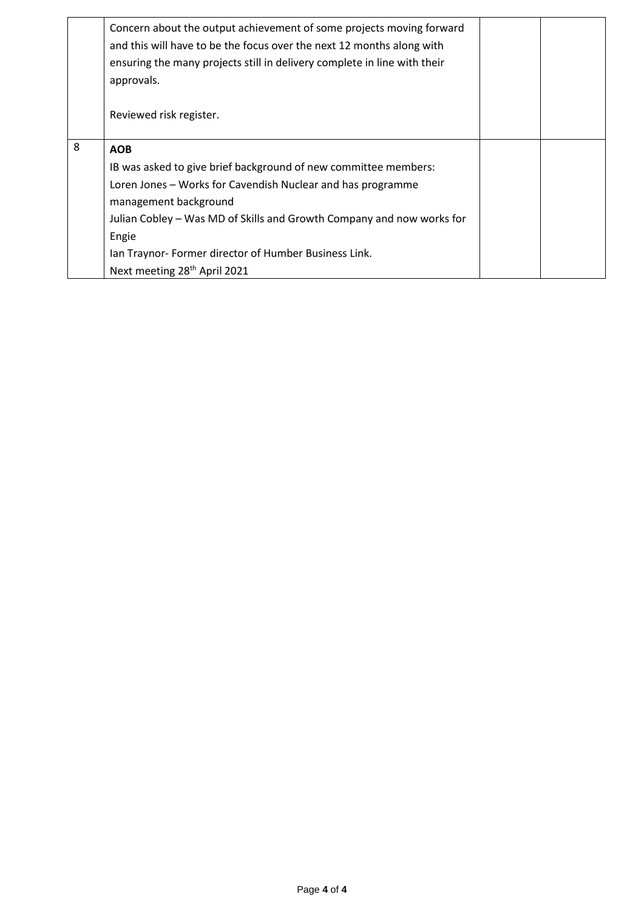| | | | |
|---|---|---|---|
| | Concern about the output achievement of some projects moving forward and this will have to be the focus over the next 12 months along with ensuring the many projects still in delivery complete in line with their approvals.<br><br>Reviewed risk register. | | |
| 8 | **AOB**<br>IB was asked to give brief background of new committee members:<br>Loren Jones – Works for Cavendish Nuclear and has programme management background<br>Julian Cobley – Was MD of Skills and Growth Company and now works for Engie<br>Ian Traynor- Former director of Humber Business Link.<br>Next meeting 28th April 2021 | | |